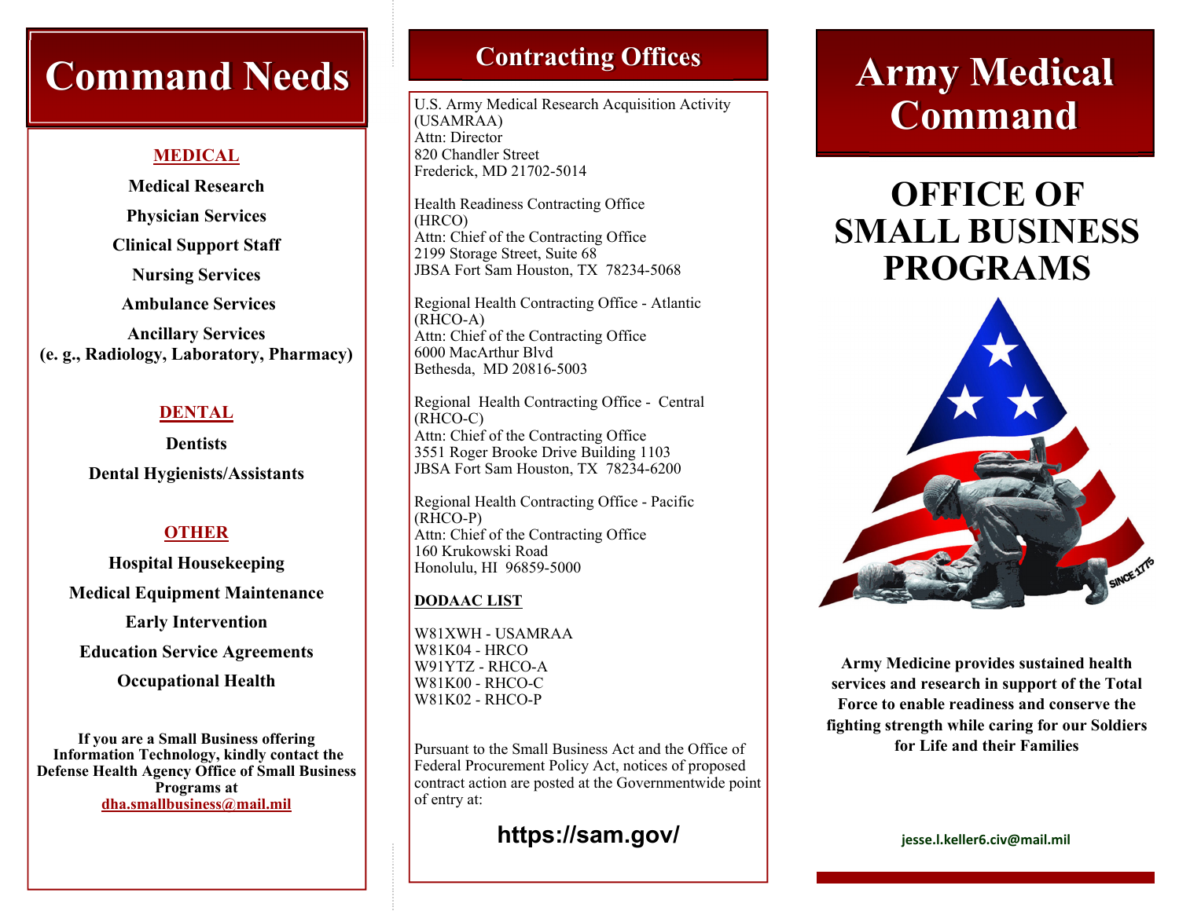# Command Needs

**MEDICAL**

**Medical Research**

**Physician Services**

**Clinical Support Staff**

**Nursing Services**

**Ambulance Services**

**Ancillary Services**
**(e. g., Radiology, Laboratory, Pharmacy)**

**DENTAL**

**Dentists**

**Dental Hygienists/Assistants**

**OTHER**

**Hospital Housekeeping**

**Medical Equipment Maintenance**

**Early Intervention**

**Education Service Agreements**

**Occupational Health**

**If you are a Small Business offering Information Technology, kindly contact the Defense Health Agency Office of Small Business Programs at dha.smallbusiness@mail.mil**

# Contracting Offices

U.S. Army Medical Research Acquisition Activity (USAMRAA)
Attn: Director
820 Chandler Street
Frederick, MD 21702-5014

Health Readiness Contracting Office (HRCO)
Attn: Chief of the Contracting Office
2199 Storage Street, Suite 68
JBSA Fort Sam Houston, TX 78234-5068

Regional Health Contracting Office - Atlantic (RHCO-A)
Attn: Chief of the Contracting Office
6000 MacArthur Blvd
Bethesda, MD 20816-5003

Regional Health Contracting Office - Central (RHCO-C)
Attn: Chief of the Contracting Office
3551 Roger Brooke Drive Building 1103
JBSA Fort Sam Houston, TX 78234-6200

Regional Health Contracting Office - Pacific (RHCO-P)
Attn: Chief of the Contracting Office
160 Krukowski Road
Honolulu, HI 96859-5000

**DODAAC LIST**

W81XWH - USAMRAA
W81K04 - HRCO
W91YTZ - RHCO-A
W81K00 - RHCO-C
W81K02 - RHCO-P

Pursuant to the Small Business Act and the Office of Federal Procurement Policy Act, notices of proposed contract action are posted at the Governmentwide point of entry at:

**https://sam.gov/**

# Army Medical Command

# OFFICE OF SMALL BUSINESS PROGRAMS

**Army Medicine provides sustained health services and research in support of the Total Force to enable readiness and conserve the fighting strength while caring for our Soldiers for Life and their Families**

**jesse.l.keller6.civ@mail.mil**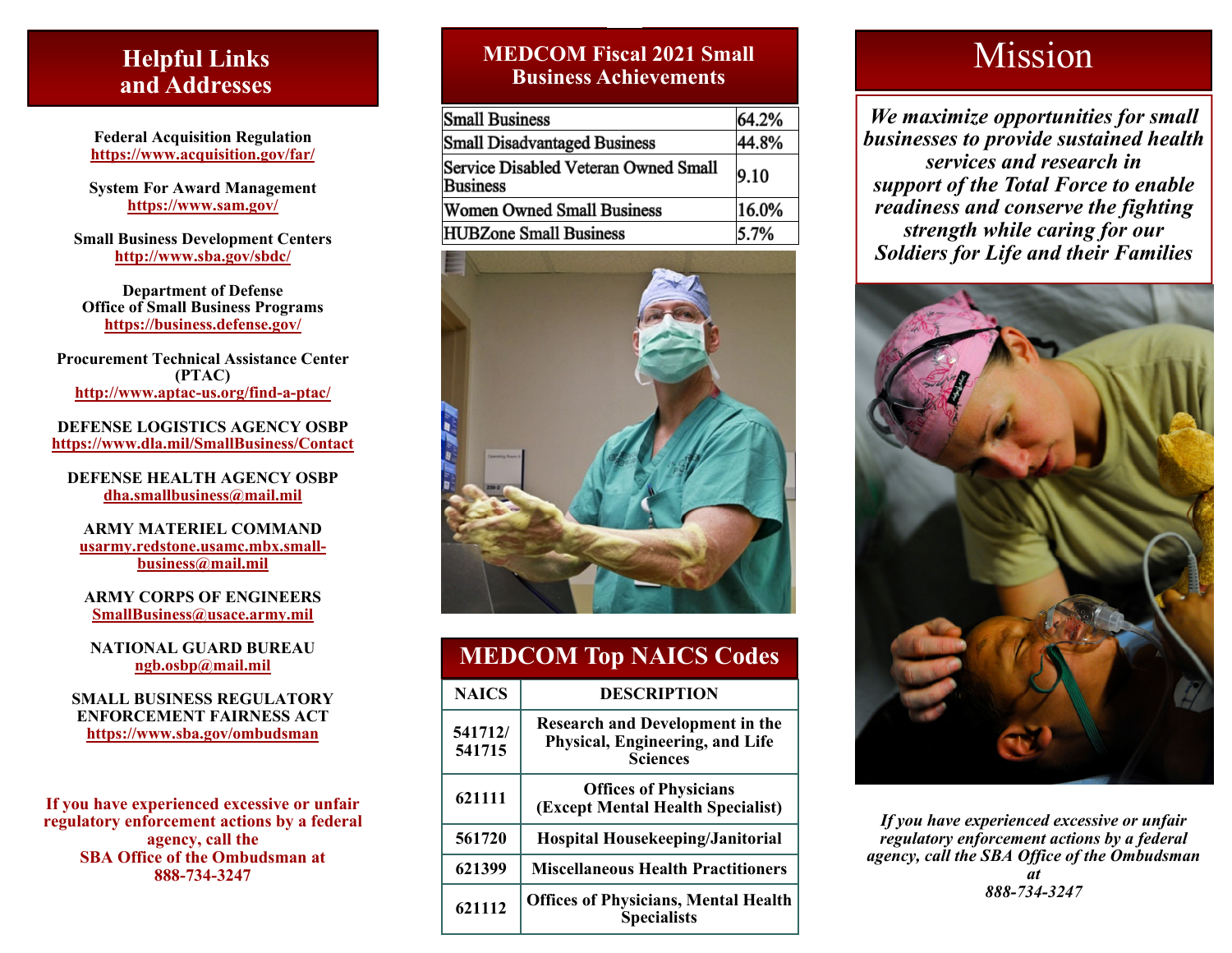## Helpful Links and Addresses

**Federal Acquisition Regulation**
**https://www.acquisition.gov/far/**

**System For Award Management**
**https://www.sam.gov/**

**Small Business Development Centers**
**http://www.sba.gov/sbdc/**

**Department of Defense**
**Office of Small Business Programs**
**https://business.defense.gov/**

**Procurement Technical Assistance Center (PTAC)**
**http://www.aptac-us.org/find-a-ptac/**

**DEFENSE LOGISTICS AGENCY OSBP**
**https://www.dla.mil/SmallBusiness/Contact**

**DEFENSE HEALTH AGENCY OSBP**
**dha.smallbusiness@mail.mil**

**ARMY MATERIEL COMMAND**
**usarmy.redstone.usamc.mbx.small-business@mail.mil**

**ARMY CORPS OF ENGINEERS**
**SmallBusiness@usace.army.mil**

**NATIONAL GUARD BUREAU**
**ngb.osbp@mail.mil**

**SMALL BUSINESS REGULATORY ENFORCEMENT FAIRNESS ACT**
**https://www.sba.gov/ombudsman**

**If you have experienced excessive or unfair regulatory enforcement actions by a federal agency, call the SBA Office of the Ombudsman at 888-734-3247**

## MEDCOM Fiscal 2021 Small Business Achievements

| | |
|---|---|
| Small Business | 64.2% |
| Small Disadvantaged Business | 44.8% |
| Service Disabled Veteran Owned Small Business | 9.10 |
| Women Owned Small Business | 16.0% |
| HUBZone Small Business | 5.7% |

## MEDCOM Top NAICS Codes

| NAICS | DESCRIPTION |
|---|---|
| 541712/ 541715 | Research and Development in the Physical, Engineering, and Life Sciences |
| 621111 | Offices of Physicians (Except Mental Health Specialist) |
| 561720 | Hospital Housekeeping/Janitorial |
| 621399 | Miscellaneous Health Practitioners |
| 621112 | Offices of Physicians, Mental Health Specialists |

## Mission

***We maximize opportunities for small businesses to provide sustained health services and research in support of the Total Force to enable readiness and conserve the fighting strength while caring for our Soldiers for Life and their Families***

***If you have experienced excessive or unfair regulatory enforcement actions by a federal agency, call the SBA Office of the Ombudsman at 888-734-3247***